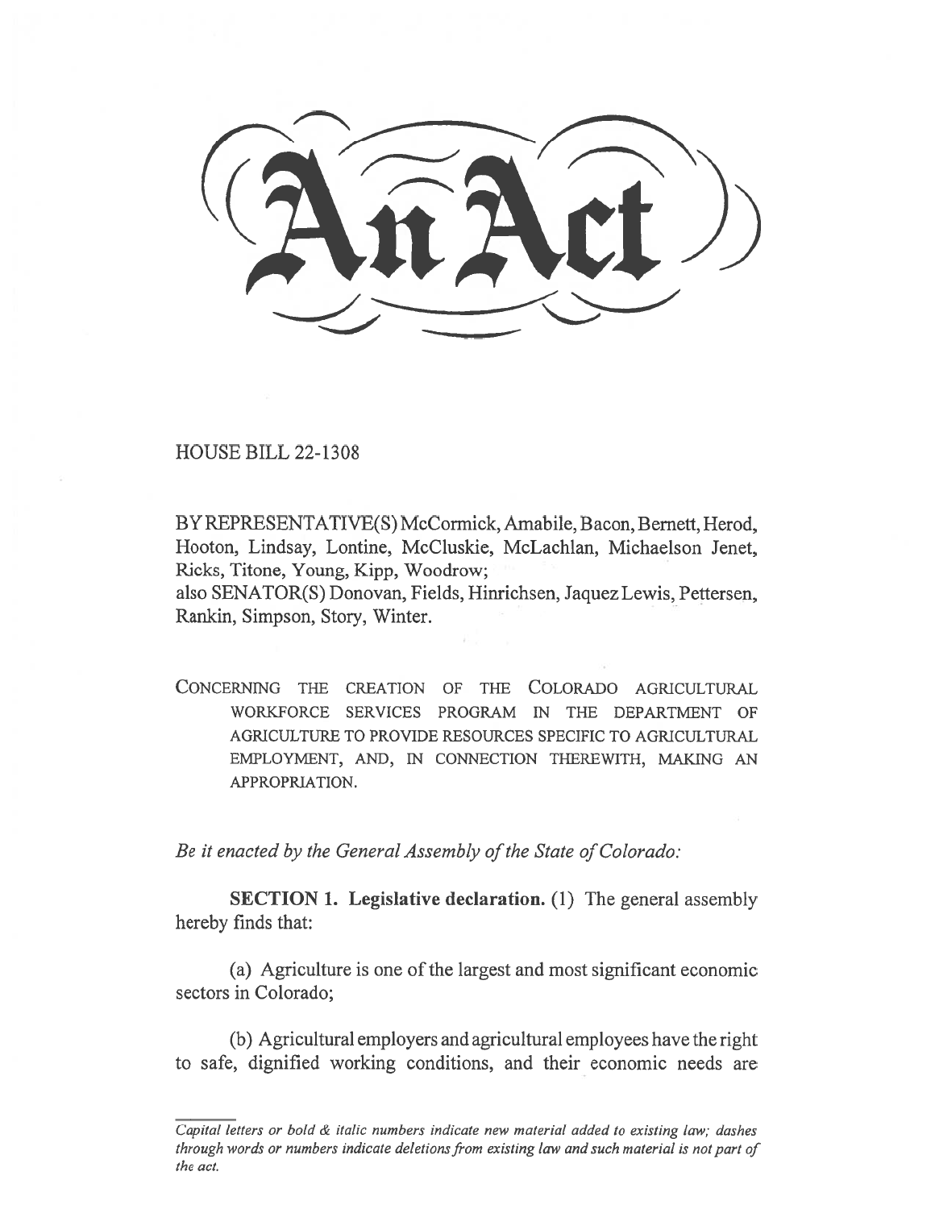# An Act

HOUSE BILL 22-1308

BY REPRESENTATIVE(S) McCormick, Amabile, Bacon, Bernett, Herod, Hooton, Lindsay, Lontine, McCluskie, McLachlan, Michaelson Jenet, Ricks, Titone, Young, Kipp, Woodrow;
also SENATOR(S) Donovan, Fields, Hinrichsen, Jaquez Lewis, Pettersen, Rankin, Simpson, Story, Winter.

CONCERNING THE CREATION OF THE COLORADO AGRICULTURAL WORKFORCE SERVICES PROGRAM IN THE DEPARTMENT OF AGRICULTURE TO PROVIDE RESOURCES SPECIFIC TO AGRICULTURAL EMPLOYMENT, AND, IN CONNECTION THEREWITH, MAKING AN APPROPRIATION.

*Be it enacted by the General Assembly of the State of Colorado:*

**SECTION 1. Legislative declaration.** (1) The general assembly hereby finds that:

(a) Agriculture is one of the largest and most significant economic sectors in Colorado;

(b) Agricultural employers and agricultural employees have the right to safe, dignified working conditions, and their economic needs are

*Capital letters or bold & italic numbers indicate new material added to existing law; dashes through words or numbers indicate deletions from existing law and such material is not part of the act.*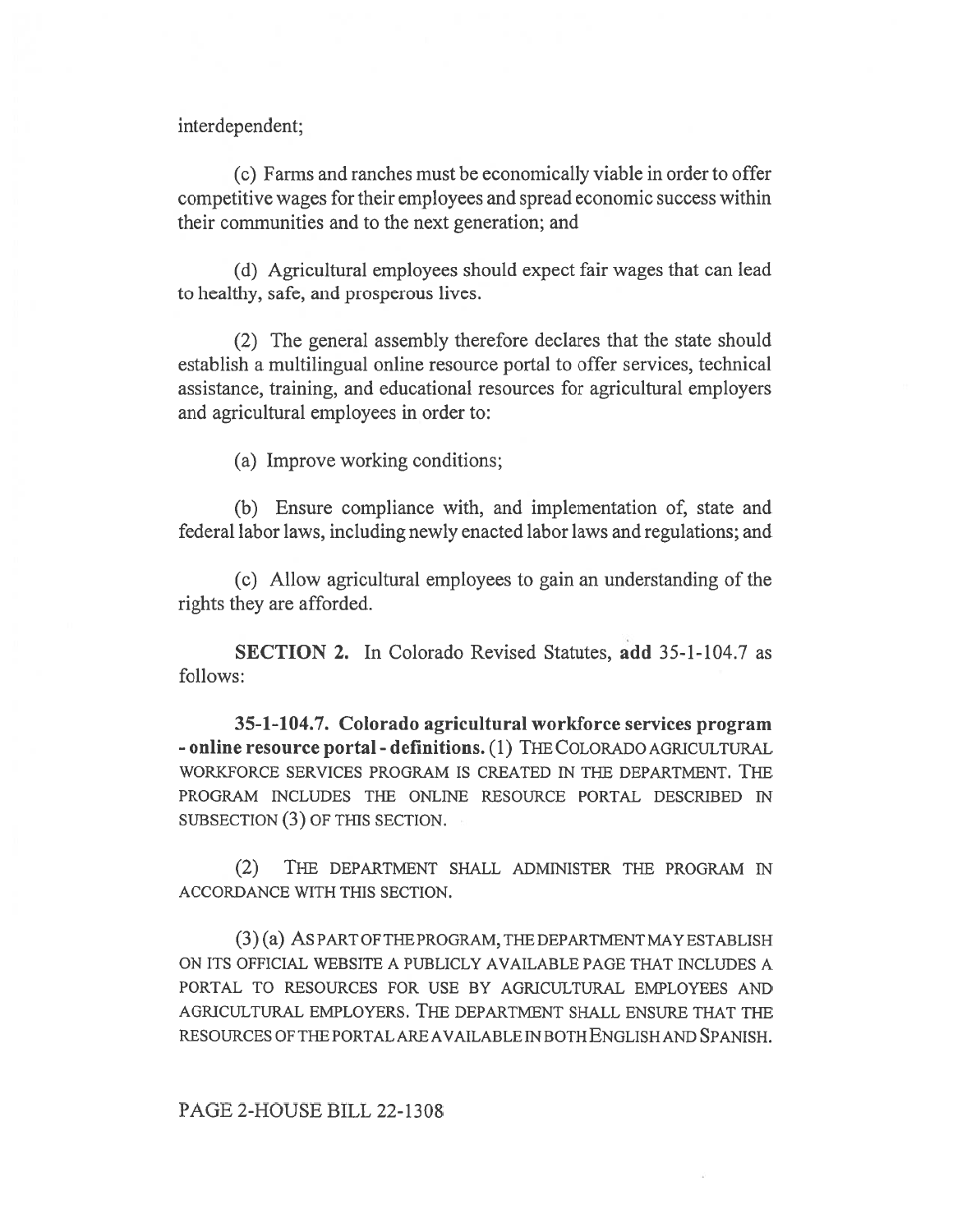interdependent;

(c) Farms and ranches must be economically viable in order to offer competitive wages for their employees and spread economic success within their communities and to the next generation; and

(d) Agricultural employees should expect fair wages that can lead to healthy, safe, and prosperous lives.

(2) The general assembly therefore declares that the state should establish a multilingual online resource portal to offer services, technical assistance, training, and educational resources for agricultural employers and agricultural employees in order to:

(a) Improve working conditions;

(b) Ensure compliance with, and implementation of, state and federal labor laws, including newly enacted labor laws and regulations; and

(c) Allow agricultural employees to gain an understanding of the rights they are afforded.

**SECTION 2.** In Colorado Revised Statutes, **add** 35-1-104.7 as follows:

**35-1-104.7. Colorado agricultural workforce services program - online resource portal - definitions.** (1) THE COLORADO AGRICULTURAL WORKFORCE SERVICES PROGRAM IS CREATED IN THE DEPARTMENT. THE PROGRAM INCLUDES THE ONLINE RESOURCE PORTAL DESCRIBED IN SUBSECTION (3) OF THIS SECTION.

(2) THE DEPARTMENT SHALL ADMINISTER THE PROGRAM IN ACCORDANCE WITH THIS SECTION.

(3) (a) AS PART OF THE PROGRAM, THE DEPARTMENT MAY ESTABLISH ON ITS OFFICIAL WEBSITE A PUBLICLY AVAILABLE PAGE THAT INCLUDES A PORTAL TO RESOURCES FOR USE BY AGRICULTURAL EMPLOYEES AND AGRICULTURAL EMPLOYERS. THE DEPARTMENT SHALL ENSURE THAT THE RESOURCES OF THE PORTAL ARE AVAILABLE IN BOTH ENGLISH AND SPANISH.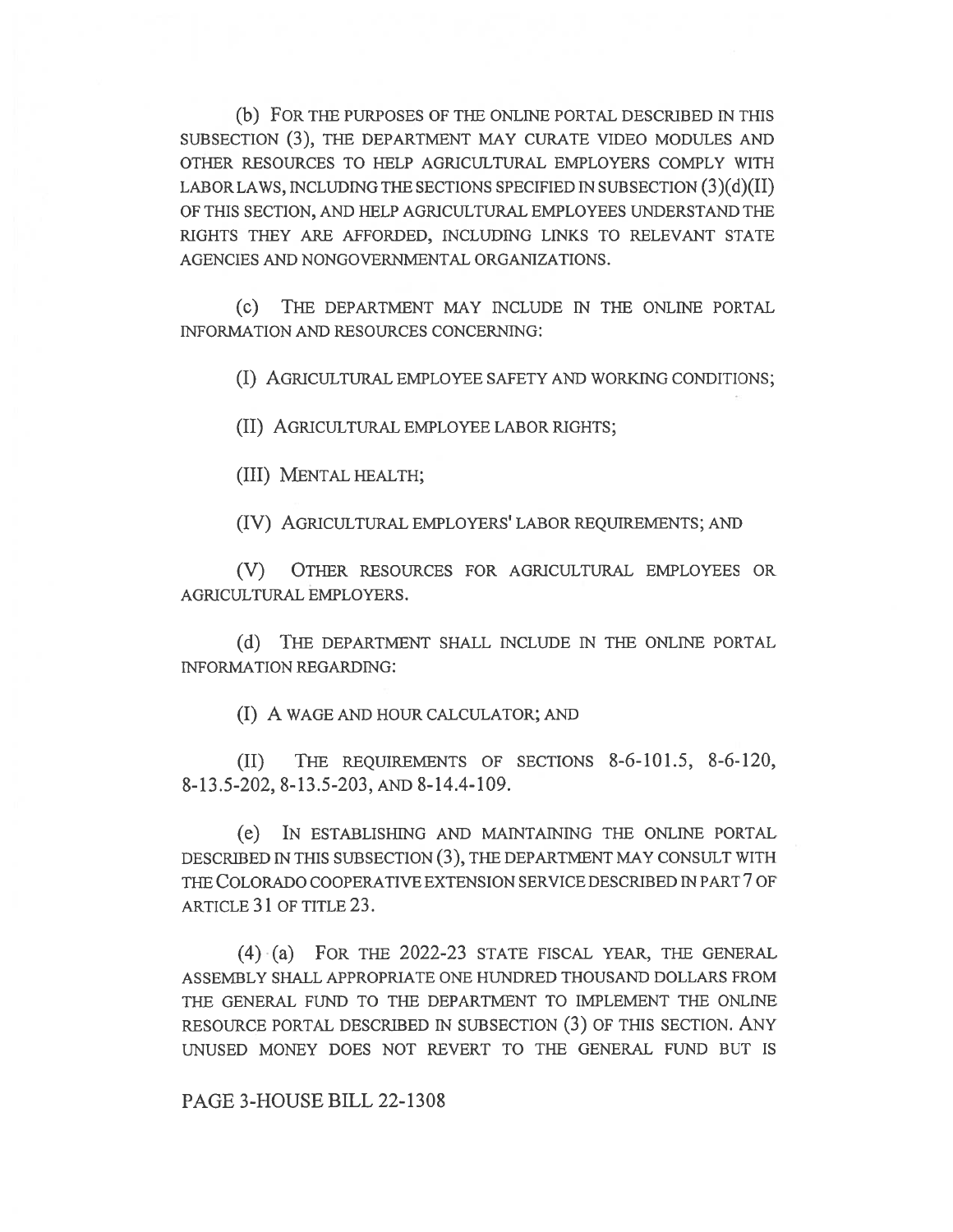(b) FOR THE PURPOSES OF THE ONLINE PORTAL DESCRIBED IN THIS SUBSECTION (3), THE DEPARTMENT MAY CURATE VIDEO MODULES AND OTHER RESOURCES TO HELP AGRICULTURAL EMPLOYERS COMPLY WITH LABOR LAWS, INCLUDING THE SECTIONS SPECIFIED IN SUBSECTION (3)(d)(II) OF THIS SECTION, AND HELP AGRICULTURAL EMPLOYEES UNDERSTAND THE RIGHTS THEY ARE AFFORDED, INCLUDING LINKS TO RELEVANT STATE AGENCIES AND NONGOVERNMENTAL ORGANIZATIONS.

(c) THE DEPARTMENT MAY INCLUDE IN THE ONLINE PORTAL INFORMATION AND RESOURCES CONCERNING:

(I) AGRICULTURAL EMPLOYEE SAFETY AND WORKING CONDITIONS;

(II) AGRICULTURAL EMPLOYEE LABOR RIGHTS;

(III) MENTAL HEALTH;

(IV) AGRICULTURAL EMPLOYERS' LABOR REQUIREMENTS; AND

(V) OTHER RESOURCES FOR AGRICULTURAL EMPLOYEES OR AGRICULTURAL EMPLOYERS.

(d) THE DEPARTMENT SHALL INCLUDE IN THE ONLINE PORTAL INFORMATION REGARDING:

(I) A WAGE AND HOUR CALCULATOR; AND

(II) THE REQUIREMENTS OF SECTIONS 8-6-101.5, 8-6-120, 8-13.5-202, 8-13.5-203, AND 8-14.4-109.

(e) IN ESTABLISHING AND MAINTAINING THE ONLINE PORTAL DESCRIBED IN THIS SUBSECTION (3), THE DEPARTMENT MAY CONSULT WITH THE COLORADO COOPERATIVE EXTENSION SERVICE DESCRIBED IN PART 7 OF ARTICLE 31 OF TITLE 23.

(4) (a) FOR THE 2022-23 STATE FISCAL YEAR, THE GENERAL ASSEMBLY SHALL APPROPRIATE ONE HUNDRED THOUSAND DOLLARS FROM THE GENERAL FUND TO THE DEPARTMENT TO IMPLEMENT THE ONLINE RESOURCE PORTAL DESCRIBED IN SUBSECTION (3) OF THIS SECTION. ANY UNUSED MONEY DOES NOT REVERT TO THE GENERAL FUND BUT IS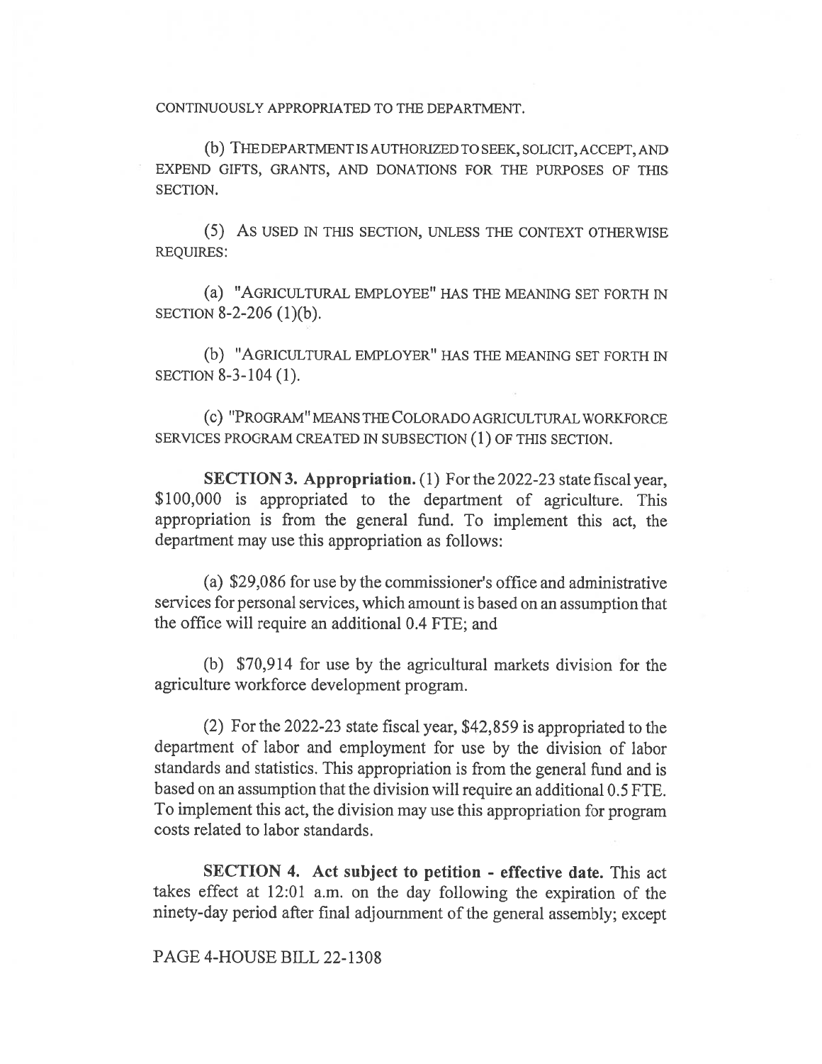CONTINUOUSLY APPROPRIATED TO THE DEPARTMENT.

(b) THE DEPARTMENT IS AUTHORIZED TO SEEK, SOLICIT, ACCEPT, AND EXPEND GIFTS, GRANTS, AND DONATIONS FOR THE PURPOSES OF THIS SECTION.

(5) AS USED IN THIS SECTION, UNLESS THE CONTEXT OTHERWISE REQUIRES:

(a) "AGRICULTURAL EMPLOYEE" HAS THE MEANING SET FORTH IN SECTION 8-2-206 (1)(b).

(b) "AGRICULTURAL EMPLOYER" HAS THE MEANING SET FORTH IN SECTION 8-3-104 (1).

(c) "PROGRAM" MEANS THE COLORADO AGRICULTURAL WORKFORCE SERVICES PROGRAM CREATED IN SUBSECTION (1) OF THIS SECTION.

**SECTION 3. Appropriation.** (1) For the 2022-23 state fiscal year, $100,000 is appropriated to the department of agriculture. This appropriation is from the general fund. To implement this act, the department may use this appropriation as follows:

(a) $29,086 for use by the commissioner's office and administrative services for personal services, which amount is based on an assumption that the office will require an additional 0.4 FTE; and

(b) $70,914 for use by the agricultural markets division for the agriculture workforce development program.

(2) For the 2022-23 state fiscal year, $42,859 is appropriated to the department of labor and employment for use by the division of labor standards and statistics. This appropriation is from the general fund and is based on an assumption that the division will require an additional 0.5 FTE. To implement this act, the division may use this appropriation for program costs related to labor standards.

**SECTION 4. Act subject to petition - effective date.** This act takes effect at 12:01 a.m. on the day following the expiration of the ninety-day period after final adjournment of the general assembly; except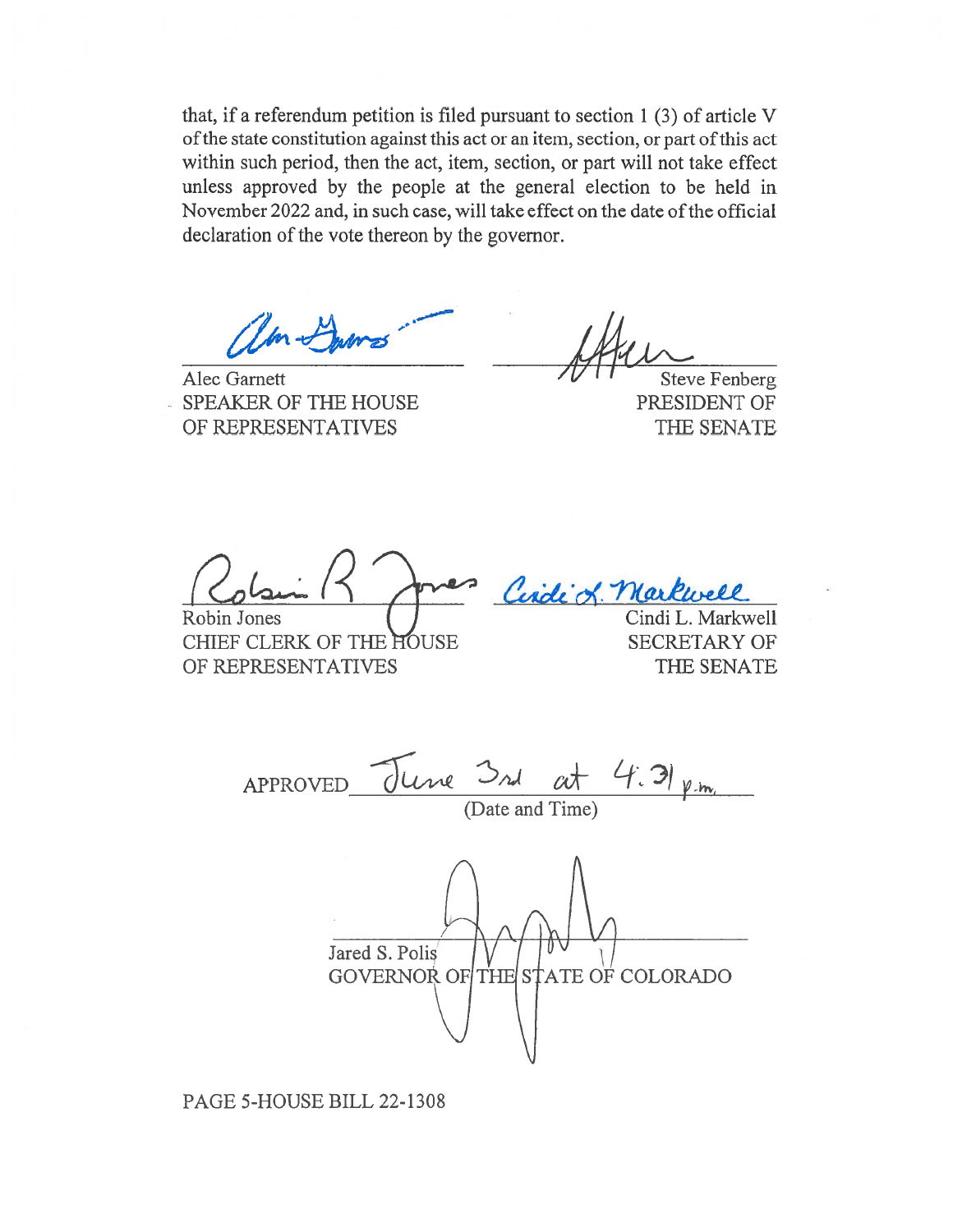that, if a referendum petition is filed pursuant to section 1 (3) of article V of the state constitution against this act or an item, section, or part of this act within such period, then the act, item, section, or part will not take effect unless approved by the people at the general election to be held in November 2022 and, in such case, will take effect on the date of the official declaration of the vote thereon by the governor.

Alec Garnett
SPEAKER OF THE HOUSE
OF REPRESENTATIVES

Steve Fenberg
PRESIDENT OF
THE SENATE

Robin Jones
CHIEF CLERK OF THE HOUSE
OF REPRESENTATIVES

Cindi L. Markwell
SECRETARY OF
THE SENATE

APPROVED June 3rd at 4:31 p.m.
(Date and Time)

Jared S. Polis
GOVERNOR OF THE STATE OF COLORADO

PAGE 5-HOUSE BILL 22-1308